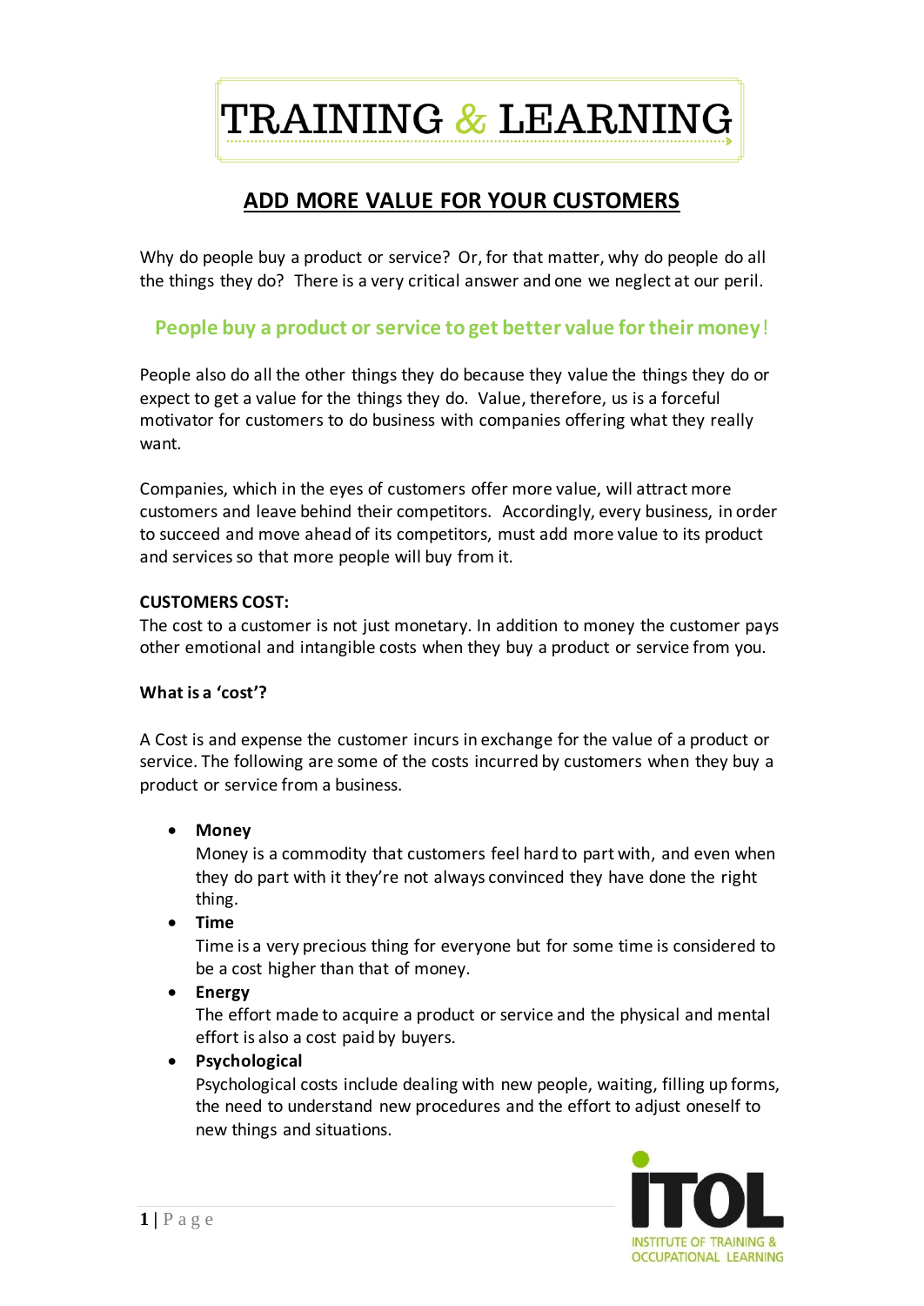# TRAINING & LEARNING

## ADD MORE VALUE FOR YOUR CUSTOMERS

Why do people buy a product or service? Or, for that matter, why do people do all the things they do? There is a very critical answer and one we neglect at our peril.

**People buy a product or service to get better value for their money!**

People also do all the other things they do because they value the things they do or expect to get a value for the things they do. Value, therefore, us is a forceful motivator for customers to do business with companies offering what they really want.

Companies, which in the eyes of customers offer more value, will attract more customers and leave behind their competitors. Accordingly, every business, in order to succeed and move ahead of its competitors, must add more value to its product and services so that more people will buy from it.

**CUSTOMERS COST:**

The cost to a customer is not just monetary. In addition to money the customer pays other emotional and intangible costs when they buy a product or service from you.

**What is a 'cost'?**

A Cost is and expense the customer incurs in exchange for the value of a product or service. The following are some of the costs incurred by customers when they buy a product or service from a business.

- **Money**
  Money is a commodity that customers feel hard to part with, and even when they do part with it they're not always convinced they have done the right thing.
- **Time**
  Time is a very precious thing for everyone but for some time is considered to be a cost higher than that of money.
- **Energy**
  The effort made to acquire a product or service and the physical and mental effort is also a cost paid by buyers.
- **Psychological**
  Psychological costs include dealing with new people, waiting, filling up forms, the need to understand new procedures and the effort to adjust oneself to new things and situations.

ITOL
INSTITUTE OF TRAINING & OCCUPATIONAL LEARNING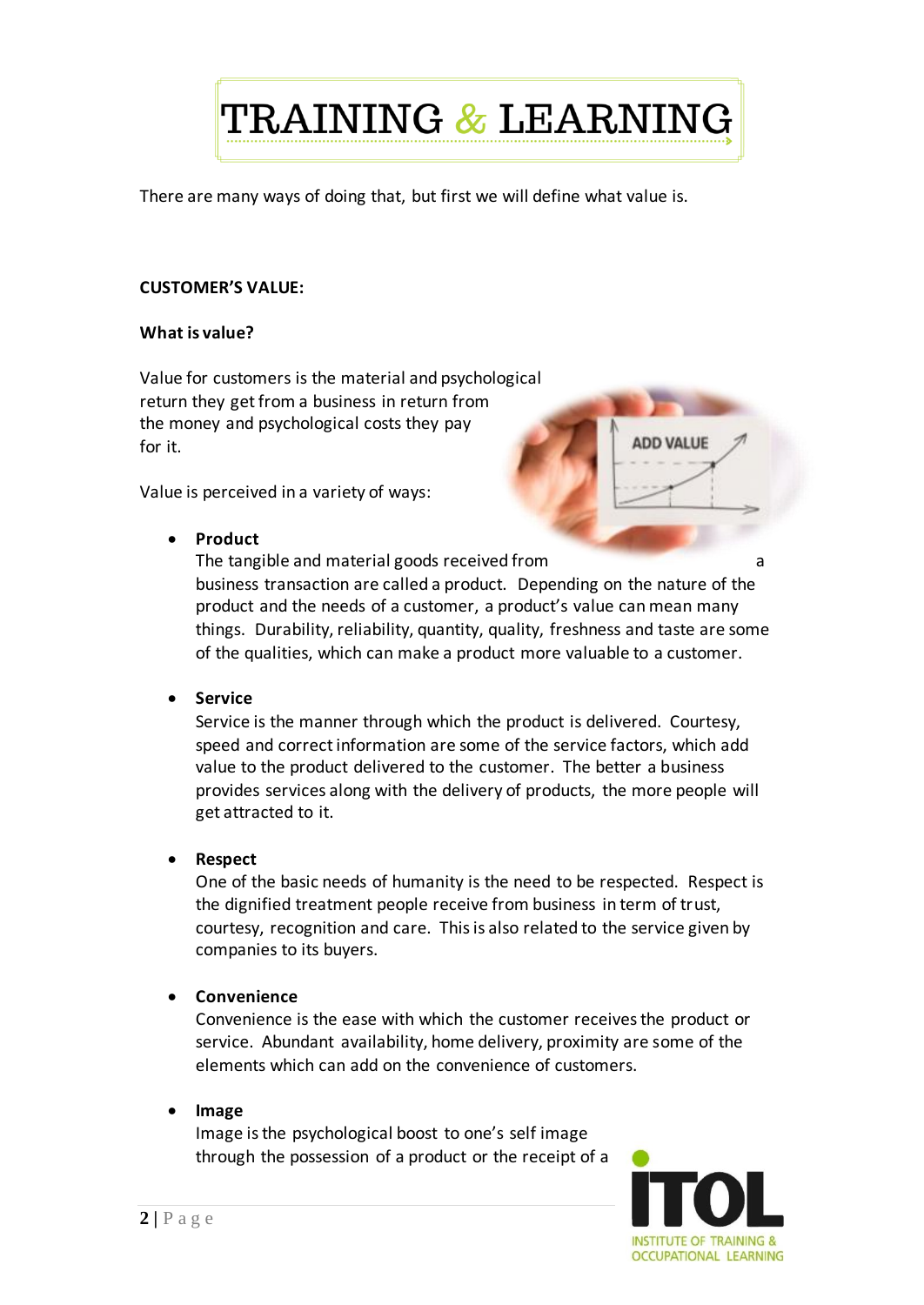There are many ways of doing that, but first we will define what value is.

**CUSTOMER'S VALUE:**

**What is value?**

Value for customers is the material and psychological return they get from a business in return from the money and psychological costs they pay for it.

Value is perceived in a variety of ways:

- **Product**
  The tangible and material goods received from a business transaction are called a product. Depending on the nature of the product and the needs of a customer, a product's value can mean many things. Durability, reliability, quantity, quality, freshness and taste are some of the qualities, which can make a product more valuable to a customer.

- **Service**
  Service is the manner through which the product is delivered. Courtesy, speed and correct information are some of the service factors, which add value to the product delivered to the customer. The better a business provides services along with the delivery of products, the more people will get attracted to it.

- **Respect**
  One of the basic needs of humanity is the need to be respected. Respect is the dignified treatment people receive from business in term of trust, courtesy, recognition and care. This is also related to the service given by companies to its buyers.

- **Convenience**
  Convenience is the ease with which the customer receives the product or service. Abundant availability, home delivery, proximity are some of the elements which can add on the convenience of customers.

- **Image**
  Image is the psychological boost to one's self image through the possession of a product or the receipt of a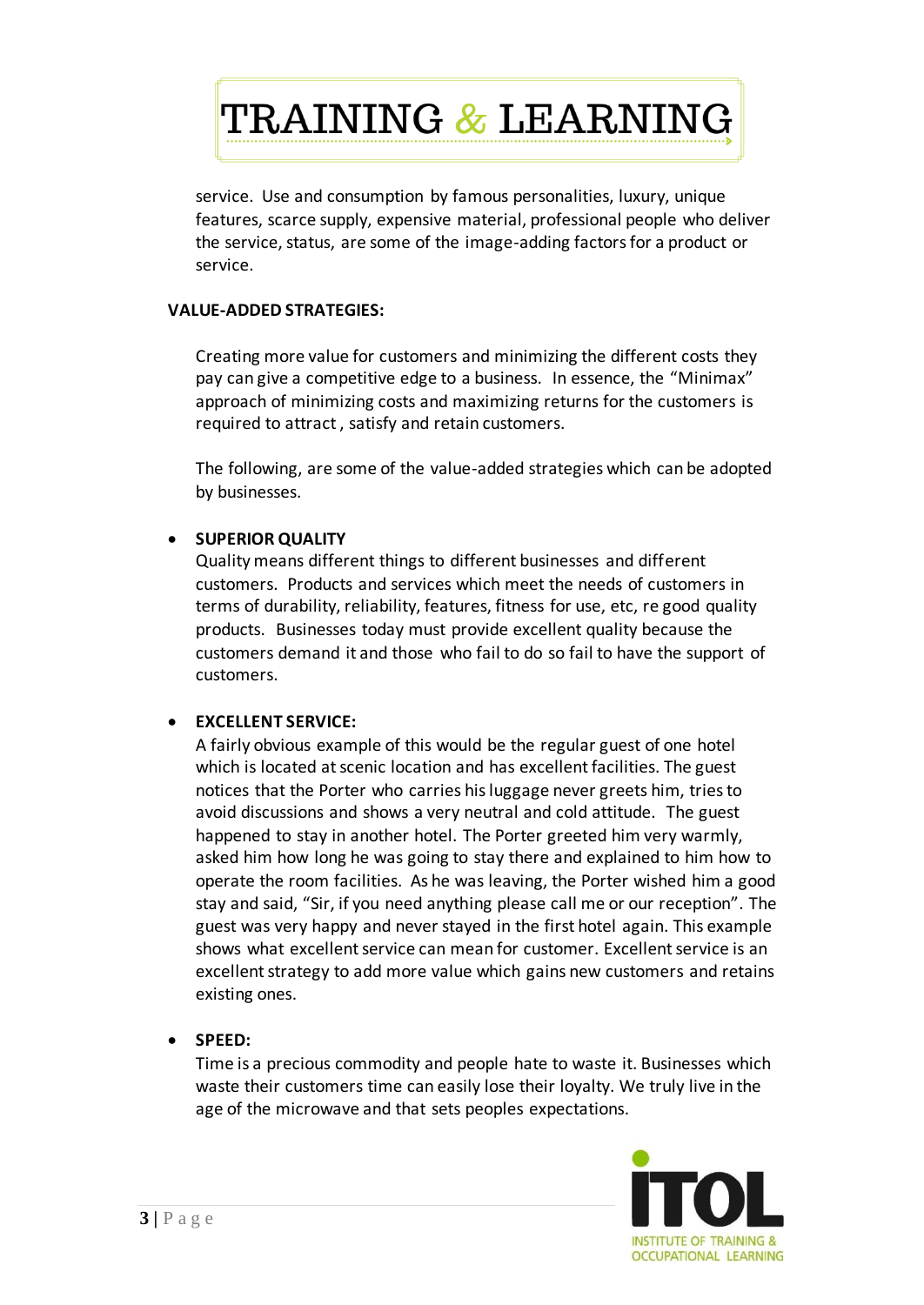service. Use and consumption by famous personalities, luxury, unique features, scarce supply, expensive material, professional people who deliver the service, status, are some of the image-adding factors for a product or service.

**VALUE-ADDED STRATEGIES:**

Creating more value for customers and minimizing the different costs they pay can give a competitive edge to a business. In essence, the "Minimax" approach of minimizing costs and maximizing returns for the customers is required to attract , satisfy and retain customers.

The following, are some of the value-added strategies which can be adopted by businesses.

- **SUPERIOR QUALITY**
  Quality means different things to different businesses and different customers. Products and services which meet the needs of customers in terms of durability, reliability, features, fitness for use, etc, re good quality products. Businesses today must provide excellent quality because the customers demand it and those who fail to do so fail to have the support of customers.

- **EXCELLENT SERVICE:**
  A fairly obvious example of this would be the regular guest of one hotel which is located at scenic location and has excellent facilities. The guest notices that the Porter who carries his luggage never greets him, tries to avoid discussions and shows a very neutral and cold attitude. The guest happened to stay in another hotel. The Porter greeted him very warmly, asked him how long he was going to stay there and explained to him how to operate the room facilities. As he was leaving, the Porter wished him a good stay and said, "Sir, if you need anything please call me or our reception". The guest was very happy and never stayed in the first hotel again. This example shows what excellent service can mean for customer. Excellent service is an excellent strategy to add more value which gains new customers and retains existing ones.

- **SPEED:**
  Time is a precious commodity and people hate to waste it. Businesses which waste their customers time can easily lose their loyalty. We truly live in the age of the microwave and that sets peoples expectations.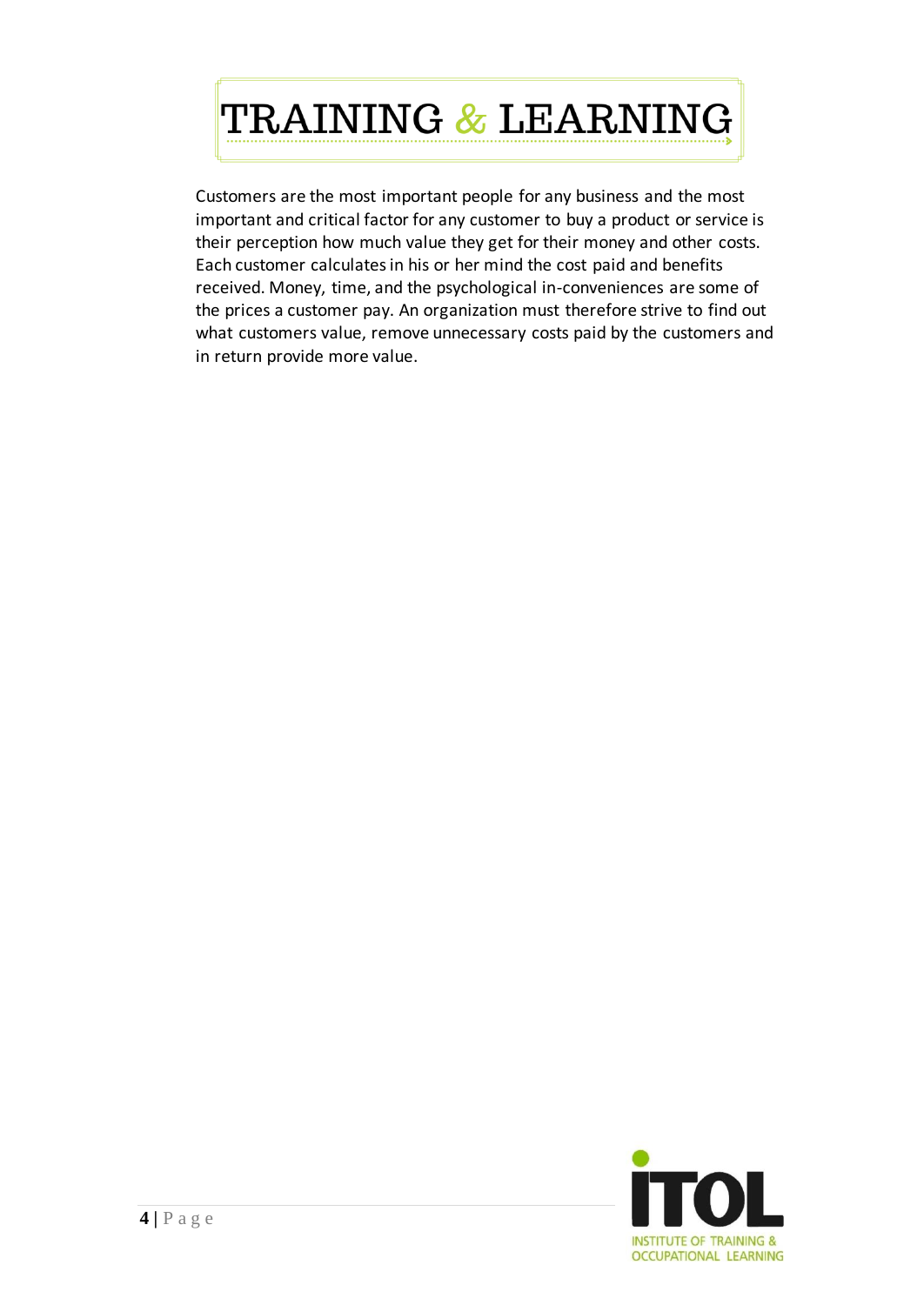# TRAINING & LEARNING

Customers are the most important people for any business and the most important and critical factor for any customer to buy a product or service is their perception how much value they get for their money and other costs. Each customer calculates in his or her mind the cost paid and benefits received. Money, time, and the psychological in-conveniences are some of the prices a customer pay. An organization must therefore strive to find out what customers value, remove unnecessary costs paid by the customers and in return provide more value.